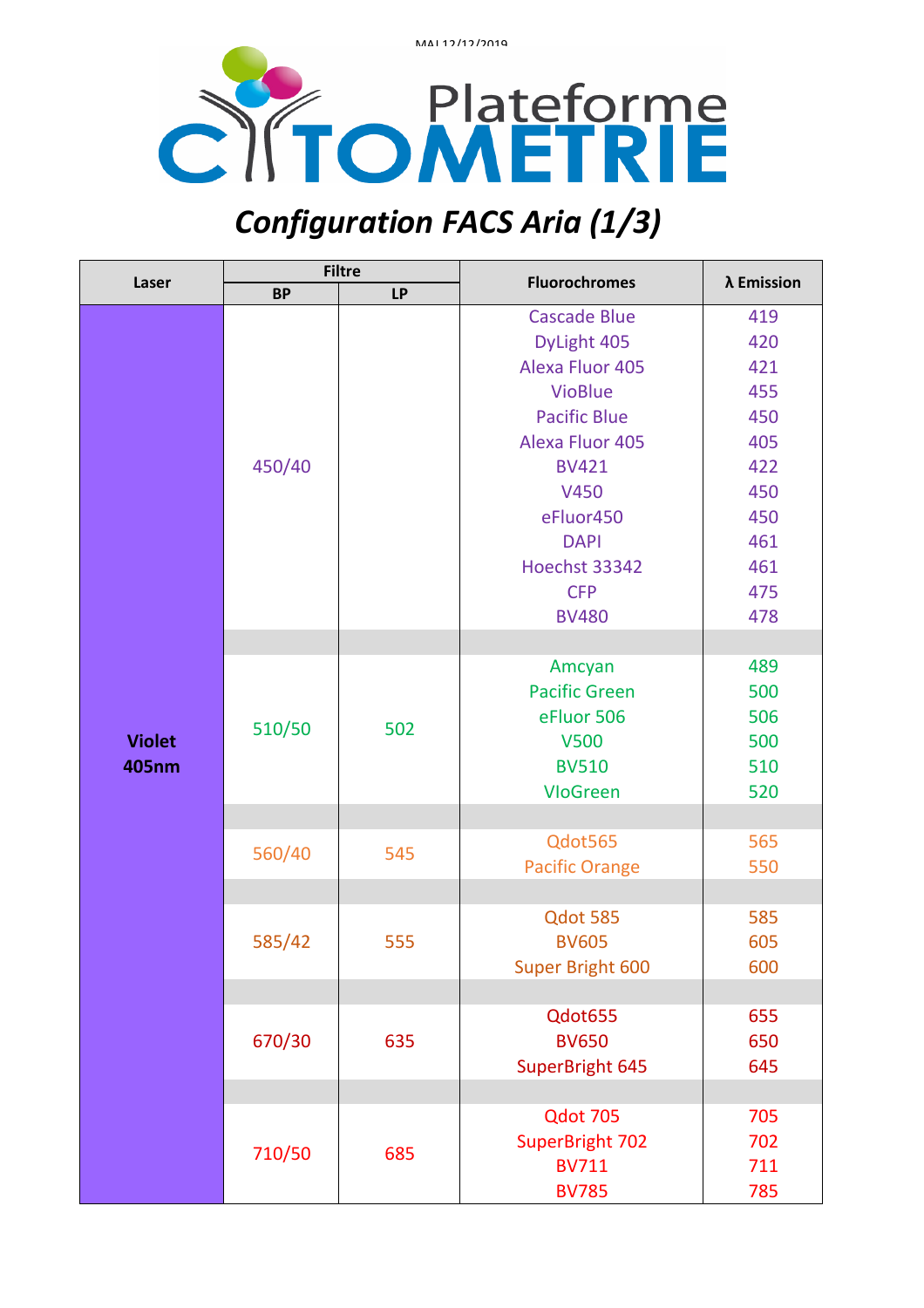MAJ 12/12/2019

Plateforme CYTOMETRIE

# *Configuration FACS Aria (1/3)*

| Laser | Filtre | | Fluorochromes | λ Emission |
|---|---|---|---|---|
| | BP | LP | | |
| Violet 405nm | 450/40 | | Cascade Blue | 419 |
| | | | DyLight 405 | 420 |
| | | | Alexa Fluor 405 | 421 |
| | | | VioBlue | 455 |
| | | | Pacific Blue | 450 |
| | | | Alexa Fluor 405 | 405 |
| | | | BV421 | 422 |
| | | | V450 | 450 |
| | | | eFluor450 | 450 |
| | | | DAPI | 461 |
| | | | Hoechst 33342 | 461 |
| | | | CFP | 475 |
| | | | BV480 | 478 |
| | 510/50 | 502 | Amcyan | 489 |
| | | | Pacific Green | 500 |
| | | | eFluor 506 | 506 |
| | | | V500 | 500 |
| | | | BV510 | 510 |
| | | | VIoGreen | 520 |
| | 560/40 | 545 | Qdot565 | 565 |
| | | | Pacific Orange | 550 |
| | 585/42 | 555 | Qdot 585 | 585 |
| | | | BV605 | 605 |
| | | | Super Bright 600 | 600 |
| | 670/30 | 635 | Qdot655 | 655 |
| | | | BV650 | 650 |
| | | | SuperBright 645 | 645 |
| | 710/50 | 685 | Qdot 705 | 705 |
| | | | SuperBright 702 | 702 |
| | | | BV711 | 711 |
| | | | BV785 | 785 |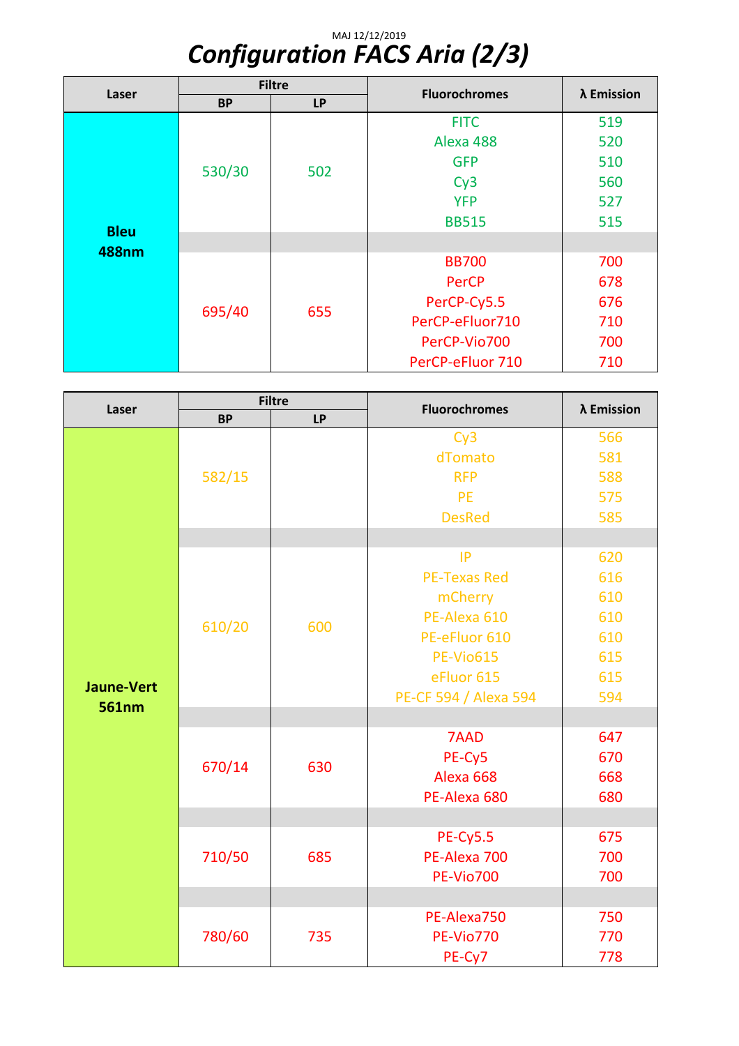MAJ 12/12/2019

# *Configuration FACS Aria (2/3)*

| Laser | Filtre | | Fluorochromes | λ Emission |
|---|---|---|---|---|
| | BP | LP | | |
| Bleu 488nm | 530/30 | 502 | FITC | 519 |
| | | | Alexa 488 | 520 |
| | | | GFP | 510 |
| | | | Cy3 | 560 |
| | | | YFP | 527 |
| | | | BB515 | 515 |
| | 695/40 | 655 | BB700 | 700 |
| | | | PerCP | 678 |
| | | | PerCP-Cy5.5 | 676 |
| | | | PerCP-eFluor710 | 710 |
| | | | PerCP-Vio700 | 700 |
| | | | PerCP-eFluor 710 | 710 |

| Laser | Filtre | | Fluorochromes | λ Emission |
|---|---|---|---|---|
| | BP | LP | | |
| Jaune-Vert 561nm | 582/15 | | Cy3 | 566 |
| | | | dTomato | 581 |
| | | | RFP | 588 |
| | | | PE | 575 |
| | | | DesRed | 585 |
| | 610/20 | 600 | IP | 620 |
| | | | PE-Texas Red | 616 |
| | | | mCherry | 610 |
| | | | PE-Alexa 610 | 610 |
| | | | PE-eFluor 610 | 610 |
| | | | PE-Vio615 | 615 |
| | | | eFluor 615 | 615 |
| | | | PE-CF 594 / Alexa 594 | 594 |
| | 670/14 | 630 | 7AAD | 647 |
| | | | PE-Cy5 | 670 |
| | | | Alexa 668 | 668 |
| | | | PE-Alexa 680 | 680 |
| | 710/50 | 685 | PE-Cy5.5 | 675 |
| | | | PE-Alexa 700 | 700 |
| | | | PE-Vio700 | 700 |
| | 780/60 | 735 | PE-Alexa750 | 750 |
| | | | PE-Vio770 | 770 |
| | | | PE-Cy7 | 778 |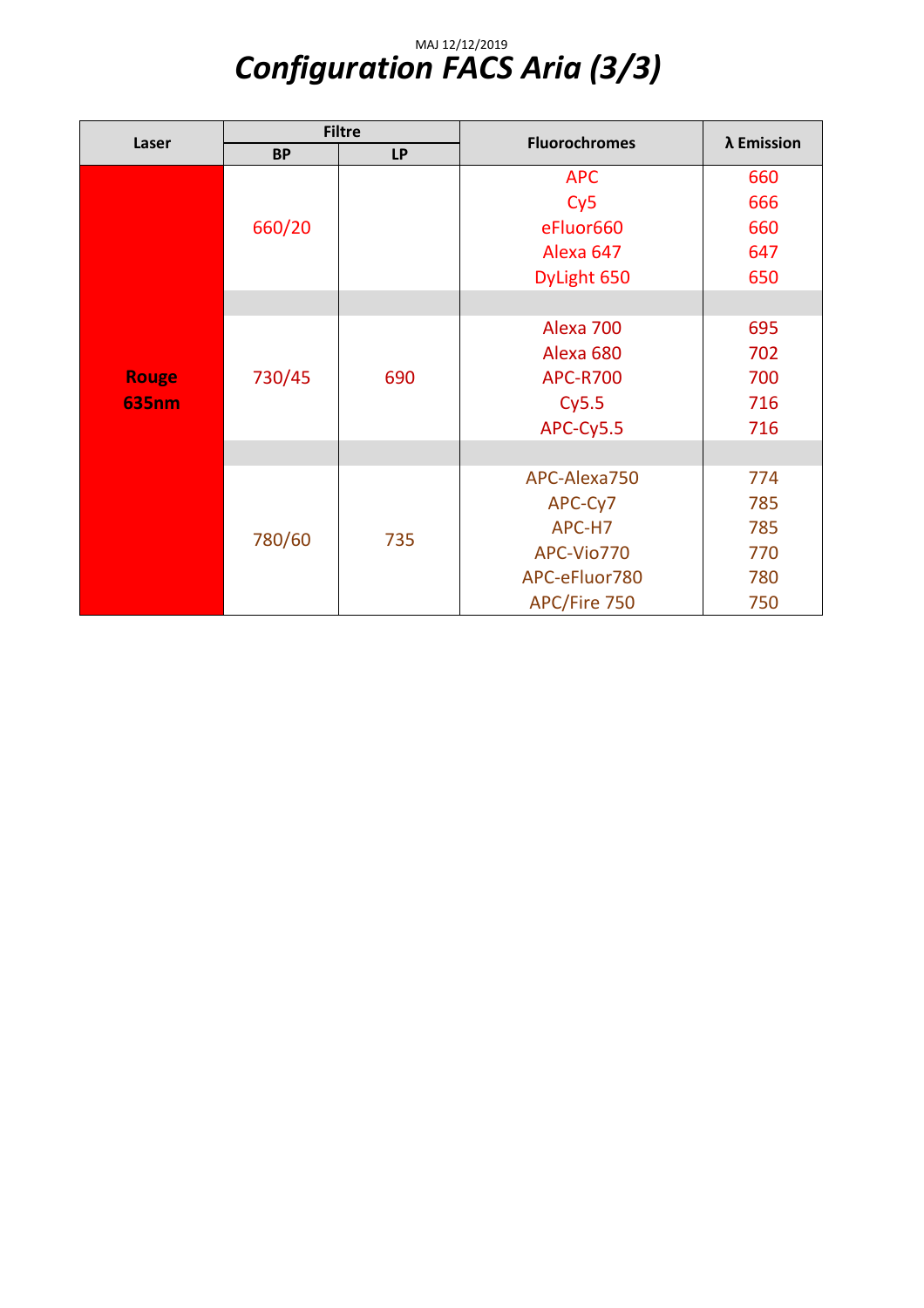MAJ 12/12/2019

# *Configuration FACS Aria (3/3)*

| Laser | Filtre | | Fluorochromes | λ Emission |
|---|---|---|---|---|
| | BP | LP | | |
| **Rouge 635nm** | 660/20 | | APC | 660 |
| | | | Cy5 | 666 |
| | | | eFluor660 | 660 |
| | | | Alexa 647 | 647 |
| | | | DyLight 650 | 650 |
| | | | | |
| | 730/45 | 690 | Alexa 700 | 695 |
| | | | Alexa 680 | 702 |
| | | | APC-R700 | 700 |
| | | | Cy5.5 | 716 |
| | | | APC-Cy5.5 | 716 |
| | | | | |
| | 780/60 | 735 | APC-Alexa750 | 774 |
| | | | APC-Cy7 | 785 |
| | | | APC-H7 | 785 |
| | | | APC-Vio770 | 770 |
| | | | APC-eFluor780 | 780 |
| | | | APC/Fire 750 | 750 |